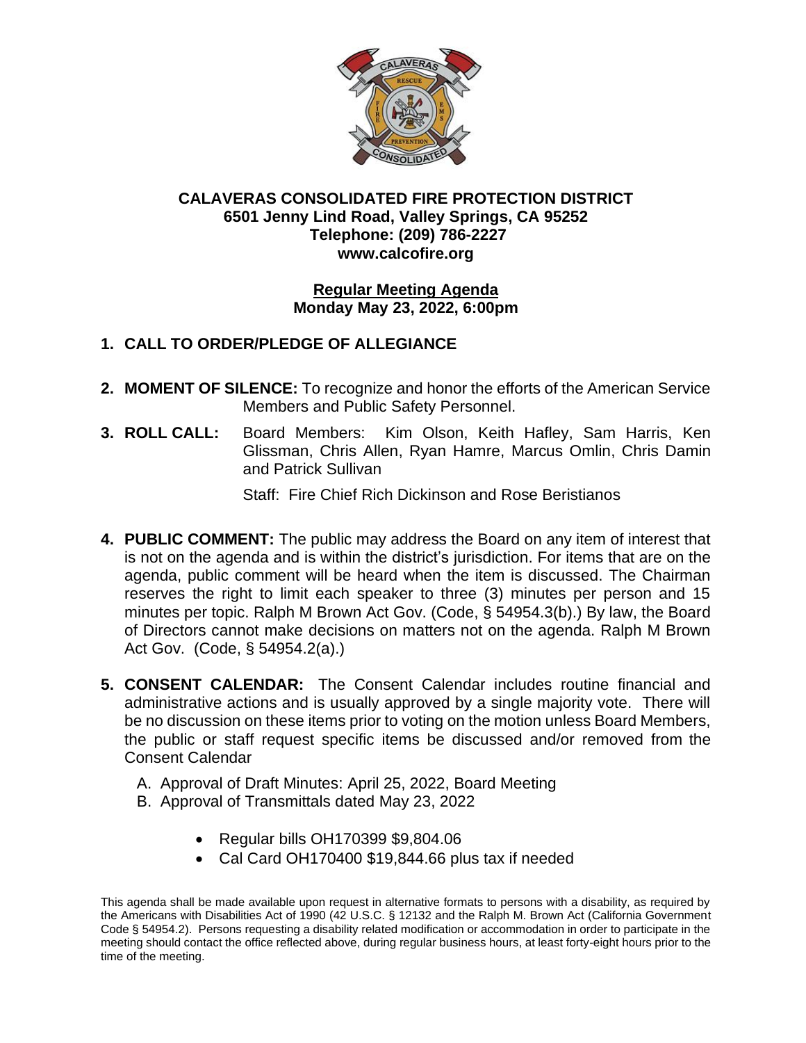# CALAVERAS CONSOLIDATED FIRE PROTECTION DISTRICT

**6501 Jenny Lind Road, Valley Springs, CA 95252**
**Telephone: (209) 786-2227**
**www.calcofire.org**

## Regular Meeting Agenda

**Monday May 23, 2022, 6:00pm**

1. **CALL TO ORDER/PLEDGE OF ALLEGIANCE**

2. **MOMENT OF SILENCE:** To recognize and honor the efforts of the American Service Members and Public Safety Personnel.

3. **ROLL CALL:** Board Members: Kim Olson, Keith Hafley, Sam Harris, Ken Glissman, Chris Allen, Ryan Hamre, Marcus Omlin, Chris Damin and Patrick Sullivan

   Staff: Fire Chief Rich Dickinson and Rose Beristianos

4. **PUBLIC COMMENT:** The public may address the Board on any item of interest that is not on the agenda and is within the district's jurisdiction. For items that are on the agenda, public comment will be heard when the item is discussed. The Chairman reserves the right to limit each speaker to three (3) minutes per person and 15 minutes per topic. Ralph M Brown Act Gov. (Code, § 54954.3(b).) By law, the Board of Directors cannot make decisions on matters not on the agenda. Ralph M Brown Act Gov. (Code, § 54954.2(a).)

5. **CONSENT CALENDAR:** The Consent Calendar includes routine financial and administrative actions and is usually approved by a single majority vote. There will be no discussion on these items prior to voting on the motion unless Board Members, the public or staff request specific items be discussed and/or removed from the Consent Calendar

   A. Approval of Draft Minutes: April 25, 2022, Board Meeting
   B. Approval of Transmittals dated May 23, 2022

      - Regular bills OH170399 $9,804.06
      - Cal Card OH170400 $19,844.66 plus tax if needed

This agenda shall be made available upon request in alternative formats to persons with a disability, as required by the Americans with Disabilities Act of 1990 (42 U.S.C. § 12132 and the Ralph M. Brown Act (California Government Code § 54954.2). Persons requesting a disability related modification or accommodation in order to participate in the meeting should contact the office reflected above, during regular business hours, at least forty-eight hours prior to the time of the meeting.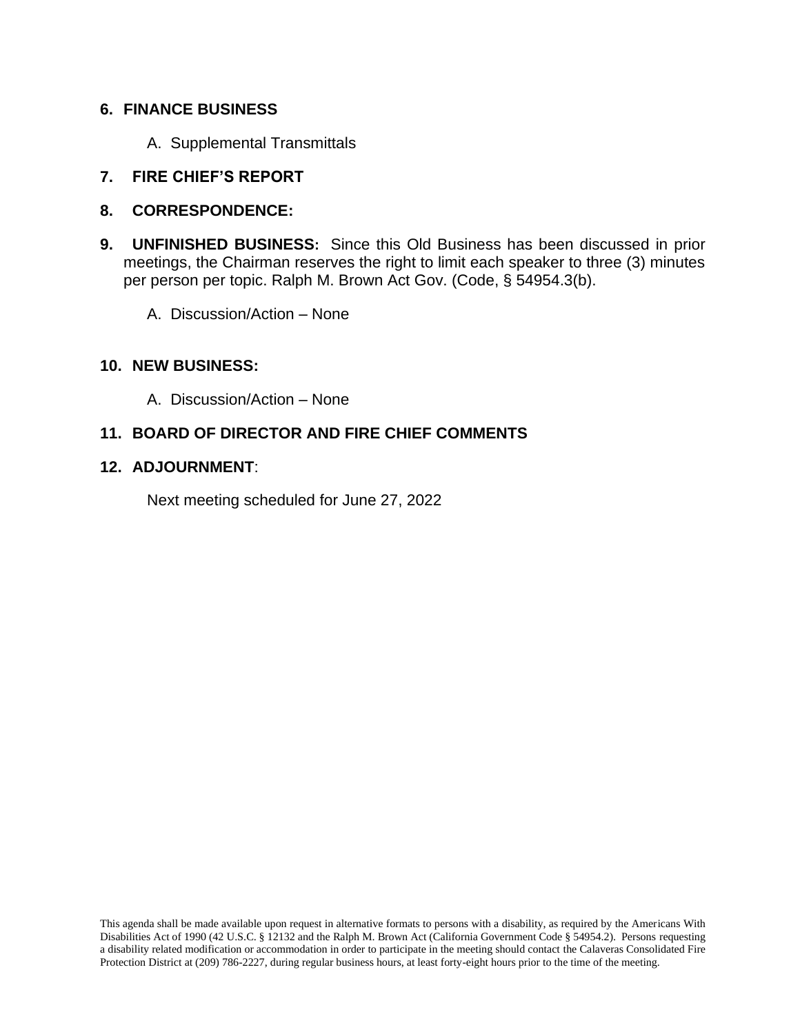**6. FINANCE BUSINESS**

A. Supplemental Transmittals

**7. FIRE CHIEF'S REPORT**

**8. CORRESPONDENCE:**

**9. UNFINISHED BUSINESS:** Since this Old Business has been discussed in prior meetings, the Chairman reserves the right to limit each speaker to three (3) minutes per person per topic. Ralph M. Brown Act Gov. (Code, § 54954.3(b).

A. Discussion/Action – None

**10. NEW BUSINESS:**

A. Discussion/Action – None

**11. BOARD OF DIRECTOR AND FIRE CHIEF COMMENTS**

**12. ADJOURNMENT**:

Next meeting scheduled for June 27, 2022

This agenda shall be made available upon request in alternative formats to persons with a disability, as required by the Americans With Disabilities Act of 1990 (42 U.S.C. § 12132 and the Ralph M. Brown Act (California Government Code § 54954.2). Persons requesting a disability related modification or accommodation in order to participate in the meeting should contact the Calaveras Consolidated Fire Protection District at (209) 786-2227, during regular business hours, at least forty-eight hours prior to the time of the meeting.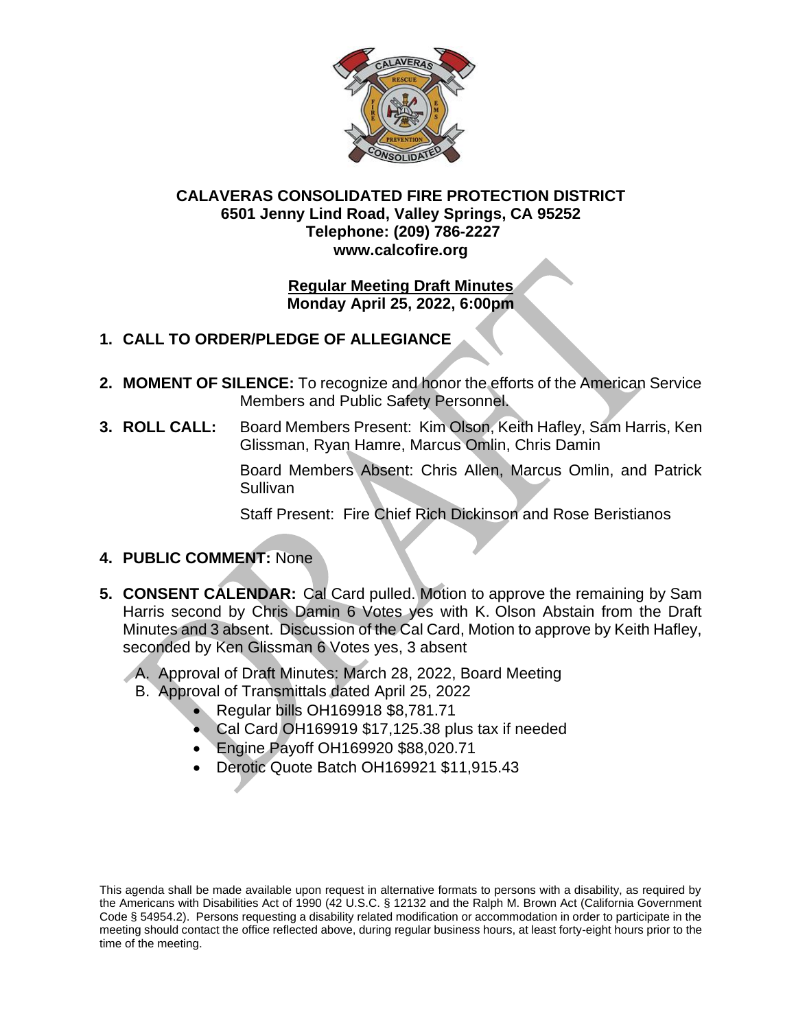**CALAVERAS CONSOLIDATED FIRE PROTECTION DISTRICT**
**6501 Jenny Lind Road, Valley Springs, CA 95252**
**Telephone: (209) 786-2227**
**www.calcofire.org**

**Regular Meeting Draft Minutes**
**Monday April 25, 2022, 6:00pm**

1. **CALL TO ORDER/PLEDGE OF ALLEGIANCE**

2. **MOMENT OF SILENCE:** To recognize and honor the efforts of the American Service Members and Public Safety Personnel.

3. **ROLL CALL:** Board Members Present: Kim Olson, Keith Hafley, Sam Harris, Ken Glissman, Ryan Hamre, Marcus Omlin, Chris Damin

   Board Members Absent: Chris Allen, Marcus Omlin, and Patrick Sullivan

   Staff Present: Fire Chief Rich Dickinson and Rose Beristianos

4. **PUBLIC COMMENT:** None

5. **CONSENT CALENDAR:** Cal Card pulled. Motion to approve the remaining by Sam Harris second by Chris Damin 6 Votes yes with K. Olson Abstain from the Draft Minutes and 3 absent. Discussion of the Cal Card, Motion to approve by Keith Hafley, seconded by Ken Glissman 6 Votes yes, 3 absent

   A. Approval of Draft Minutes: March 28, 2022, Board Meeting
   B. Approval of Transmittals dated April 25, 2022
      - Regular bills OH169918 $8,781.71
      - Cal Card OH169919 $17,125.38 plus tax if needed
      - Engine Payoff OH169920 $88,020.71
      - Derotic Quote Batch OH169921 $11,915.43

This agenda shall be made available upon request in alternative formats to persons with a disability, as required by the Americans with Disabilities Act of 1990 (42 U.S.C. § 12132 and the Ralph M. Brown Act (California Government Code § 54954.2). Persons requesting a disability related modification or accommodation in order to participate in the meeting should contact the office reflected above, during regular business hours, at least forty-eight hours prior to the time of the meeting.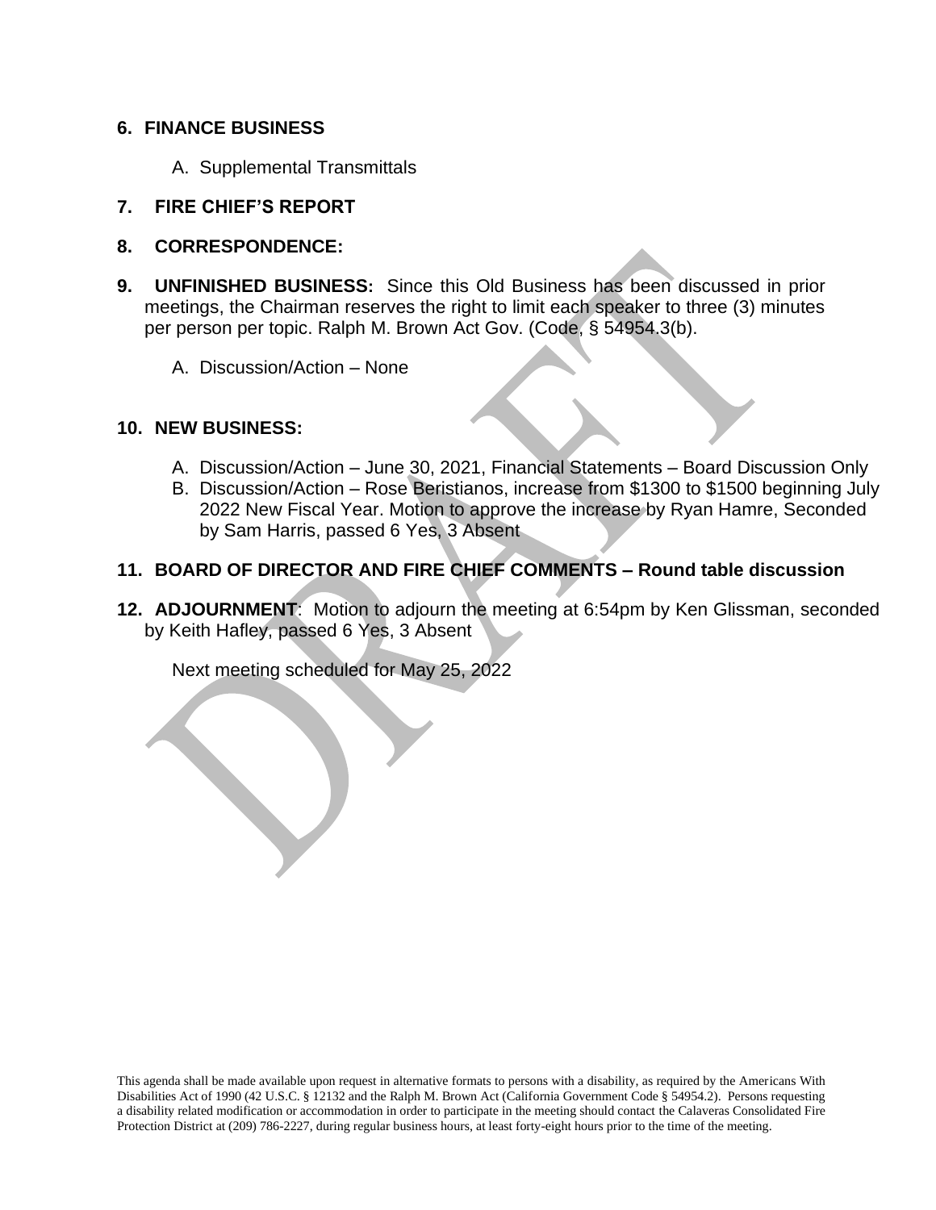## 6. FINANCE BUSINESS

A. Supplemental Transmittals

## 7. FIRE CHIEF'S REPORT

## 8. CORRESPONDENCE:

## 9. UNFINISHED BUSINESS:

Since this Old Business has been discussed in prior meetings, the Chairman reserves the right to limit each speaker to three (3) minutes per person per topic. Ralph M. Brown Act Gov. (Code, § 54954.3(b).

A. Discussion/Action – None

## 10. NEW BUSINESS:

A. Discussion/Action – June 30, 2021, Financial Statements – Board Discussion Only
B. Discussion/Action – Rose Beristianos, increase from $1300 to $1500 beginning July 2022 New Fiscal Year. Motion to approve the increase by Ryan Hamre, Seconded by Sam Harris, passed 6 Yes, 3 Absent

## 11. BOARD OF DIRECTOR AND FIRE CHIEF COMMENTS – Round table discussion

## 12. ADJOURNMENT:

Motion to adjourn the meeting at 6:54pm by Ken Glissman, seconded by Keith Hafley, passed 6 Yes, 3 Absent

Next meeting scheduled for May 25, 2022

This agenda shall be made available upon request in alternative formats to persons with a disability, as required by the Americans With Disabilities Act of 1990 (42 U.S.C. § 12132 and the Ralph M. Brown Act (California Government Code § 54954.2). Persons requesting a disability related modification or accommodation in order to participate in the meeting should contact the Calaveras Consolidated Fire Protection District at (209) 786-2227, during regular business hours, at least forty-eight hours prior to the time of the meeting.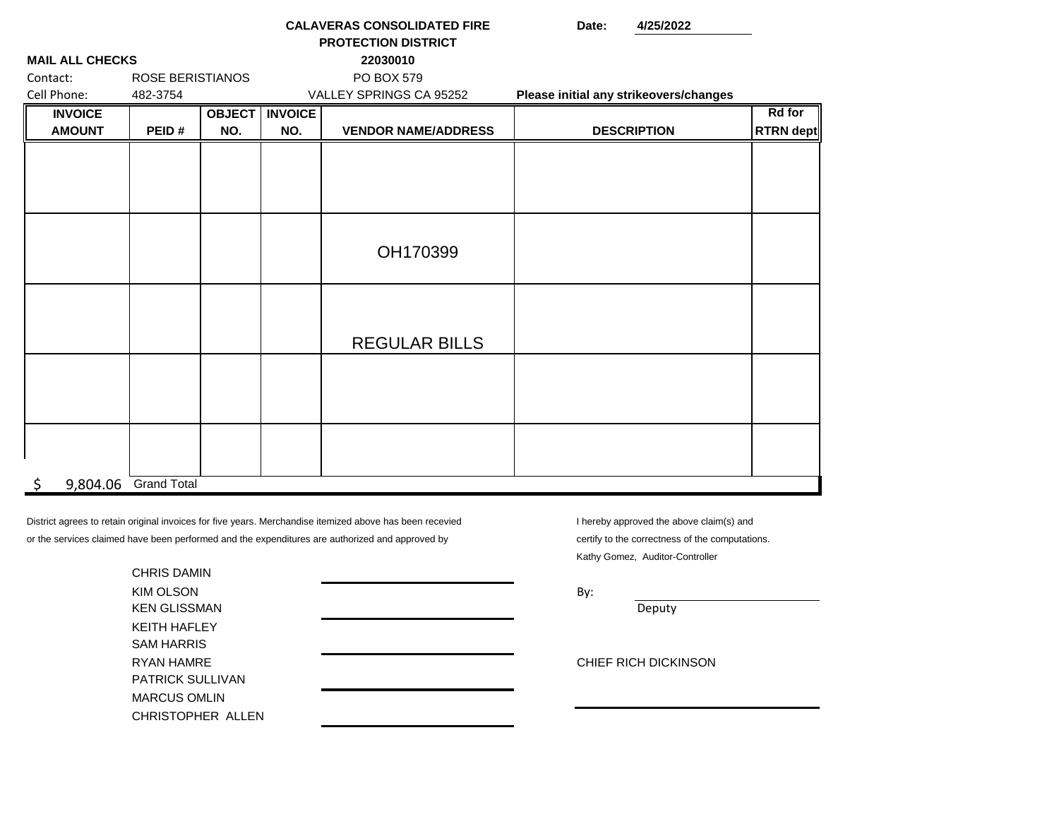**CALAVERAS CONSOLIDATED FIRE PROTECTION DISTRICT**
**22030010**
PO BOX 579
VALLEY SPRINGS CA 95252

**Date:** 4/25/2022

**MAIL ALL CHECKS**

Contact: ROSE BERISTIANOS
Cell Phone: 482-3754

**Please initial any strikeovers/changes**

| INVOICE AMOUNT | PEID # | OBJECT NO. | INVOICE NO. | VENDOR NAME/ADDRESS | DESCRIPTION | Rd for RTRN dept |
|---|---|---|---|---|---|---|
| | | | | | | |
| | | | | OH170399 | | |
| | | | | REGULAR BILLS | | |
| | | | | | | |
| | | | | | | |
| $ 9,804.06 | Grand Total | | | | | |

District agrees to retain original invoices for five years. Merchandise itemized above has been recevied or the services claimed have been performed and the expenditures are authorized and approved by

CHRIS DAMIN
KIM OLSON
KEN GLISSMAN
KEITH HAFLEY
SAM HARRIS
RYAN HAMRE
PATRICK SULLIVAN
MARCUS OMLIN
CHRISTOPHER ALLEN

I hereby approved the above claim(s) and certify to the correctness of the computations.
Kathy Gomez, Auditor-Controller

By: ____________________
Deputy

CHIEF RICH DICKINSON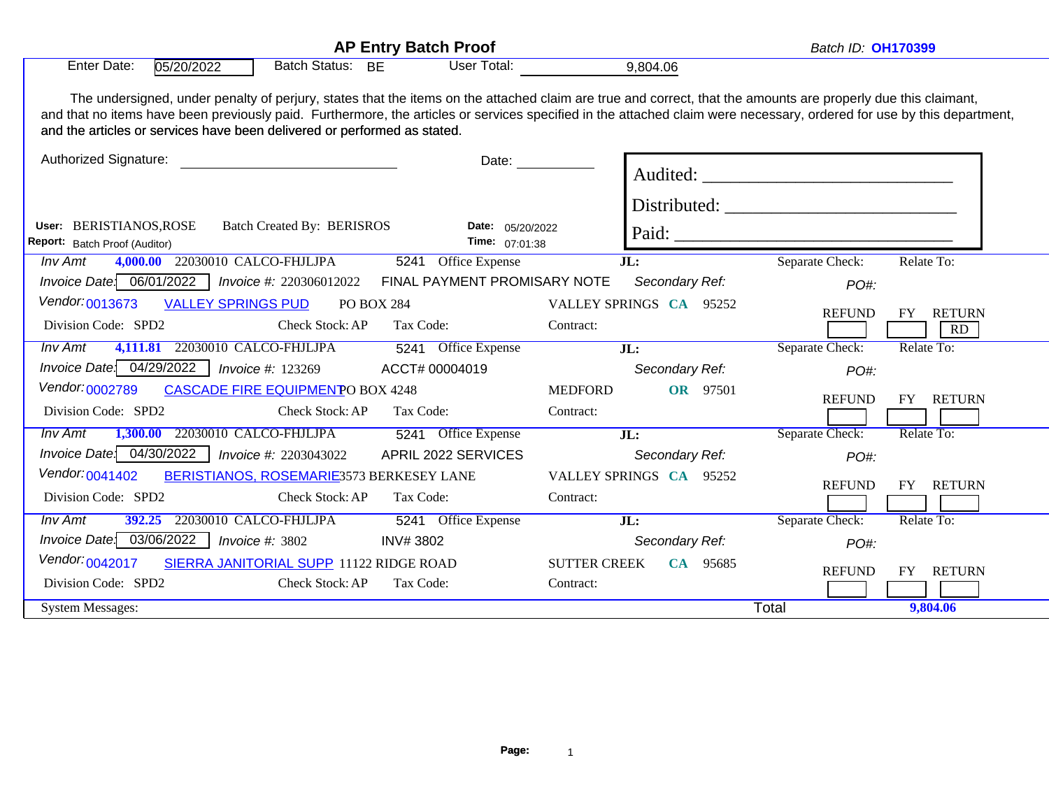# AP Entry Batch Proof

*Batch ID:* **OH170399**

Enter Date: 05/20/2022 Batch Status: BE User Total: 9,804.06

The undersigned, under penalty of perjury, states that the items on the attached claim are true and correct, that the amounts are properly due this claimant, and that no items have been previously paid. Furthermore, the articles or services specified in the attached claim were necessary, ordered for use by this department, and the articles or services have been delivered or performed as stated.

Authorized Signature: ______________________________ Date: __________

Audited: ______________________________

Distributed: ______________________________

Paid: ______________________________

**User:** BERISTIANOS,ROSE Batch Created By: BERISROS **Date:** 05/20/2022
**Report:** Batch Proof (Auditor) **Time:** 07:01:38

---

*Inv Amt* **4,000.00** 22030010 CALCO-FHJLJPA 5241 Office Expense **JL:** Separate Check: Relate To:
*Invoice Date:* 06/01/2022 *Invoice #:* 220306012022 FINAL PAYMENT PROMISARY NOTE *Secondary Ref:* *PO#:*
*Vendor:* 0013673 VALLEY SPRINGS PUD PO BOX 284 VALLEY SPRINGS **CA** 95252 REFUND FY RETURN
Division Code: SPD2 Check Stock: AP Tax Code: Contract: RD

---

*Inv Amt* **4,111.81** 22030010 CALCO-FHJLJPA 5241 Office Expense **JL:** Separate Check: Relate To:
*Invoice Date:* 04/29/2022 *Invoice #:* 123269 ACCT# 00004019 *Secondary Ref:* *PO#:*
*Vendor:* 0002789 CASCADE FIRE EQUIPMENT PO BOX 4248 MEDFORD **OR** 97501 REFUND FY RETURN
Division Code: SPD2 Check Stock: AP Tax Code: Contract:

---

*Inv Amt* **1,300.00** 22030010 CALCO-FHJLJPA 5241 Office Expense **JL:** Separate Check: Relate To:
*Invoice Date:* 04/30/2022 *Invoice #:* 2203043022 APRIL 2022 SERVICES *Secondary Ref:* *PO#:*
*Vendor:* 0041402 BERISTIANOS, ROSEMARIE 3573 BERKESEY LANE VALLEY SPRINGS **CA** 95252 REFUND FY RETURN
Division Code: SPD2 Check Stock: AP Tax Code: Contract:

---

*Inv Amt* **392.25** 22030010 CALCO-FHJLJPA 5241 Office Expense **JL:** Separate Check: Relate To:
*Invoice Date:* 03/06/2022 *Invoice #:* 3802 INV# 3802 *Secondary Ref:* *PO#:*
*Vendor:* 0042017 SIERRA JANITORIAL SUPP 11122 RIDGE ROAD SUTTER CREEK **CA** 95685 REFUND FY RETURN
Division Code: SPD2 Check Stock: AP Tax Code: Contract:

---

System Messages: Total **9,804.06**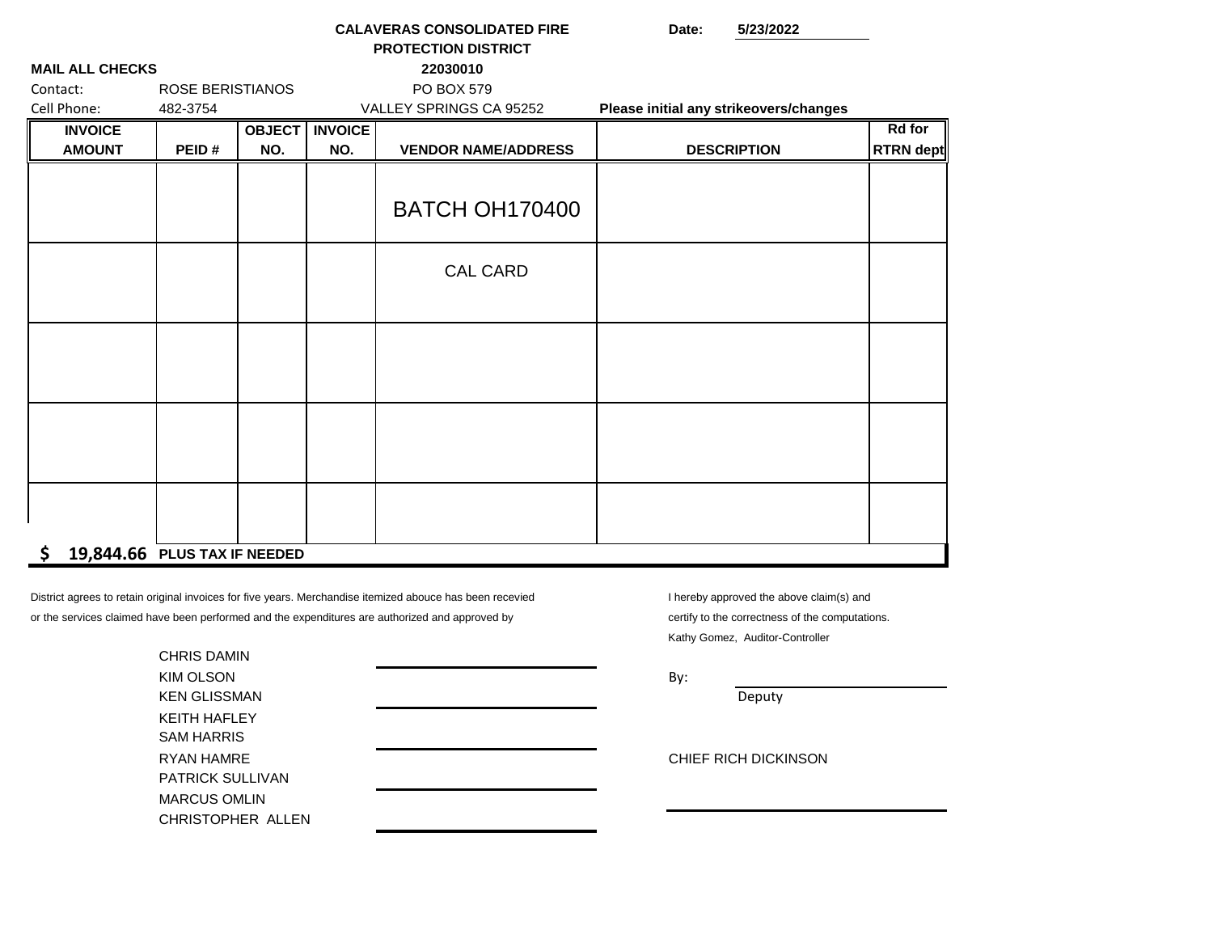**CALAVERAS CONSOLIDATED FIRE PROTECTION DISTRICT**
**22030010**
PO BOX 579
VALLEY SPRINGS CA 95252

**Date:** **5/23/2022**

**MAIL ALL CHECKS**

Contact: ROSE BERISTIANOS
Cell Phone: 482-3754

**Please initial any strikeovers/changes**

| INVOICE AMOUNT | PEID # | OBJECT NO. | INVOICE NO. | VENDOR NAME/ADDRESS | DESCRIPTION | Rd for RTRN dept |
|---|---|---|---|---|---|---|
| | | | | BATCH OH170400 | | |
| | | | | CAL CARD | | |
| | | | | | | |
| | | | | | | |
| | | | | | | |
| **$ 19,844.66** | **PLUS TAX IF NEEDED** | | | | | |

District agrees to retain original invoices for five years. Merchandise itemized abouce has been recevied or the services claimed have been performed and the expenditures are authorized and approved by

CHRIS DAMIN
KIM OLSON
KEN GLISSMAN
KEITH HAFLEY
SAM HARRIS
RYAN HAMRE
PATRICK SULLIVAN
MARCUS OMLIN
CHRISTOPHER ALLEN

I hereby approved the above claim(s) and certify to the correctness of the computations.
Kathy Gomez, Auditor-Controller

By: ____________________
Deputy

CHIEF RICH DICKINSON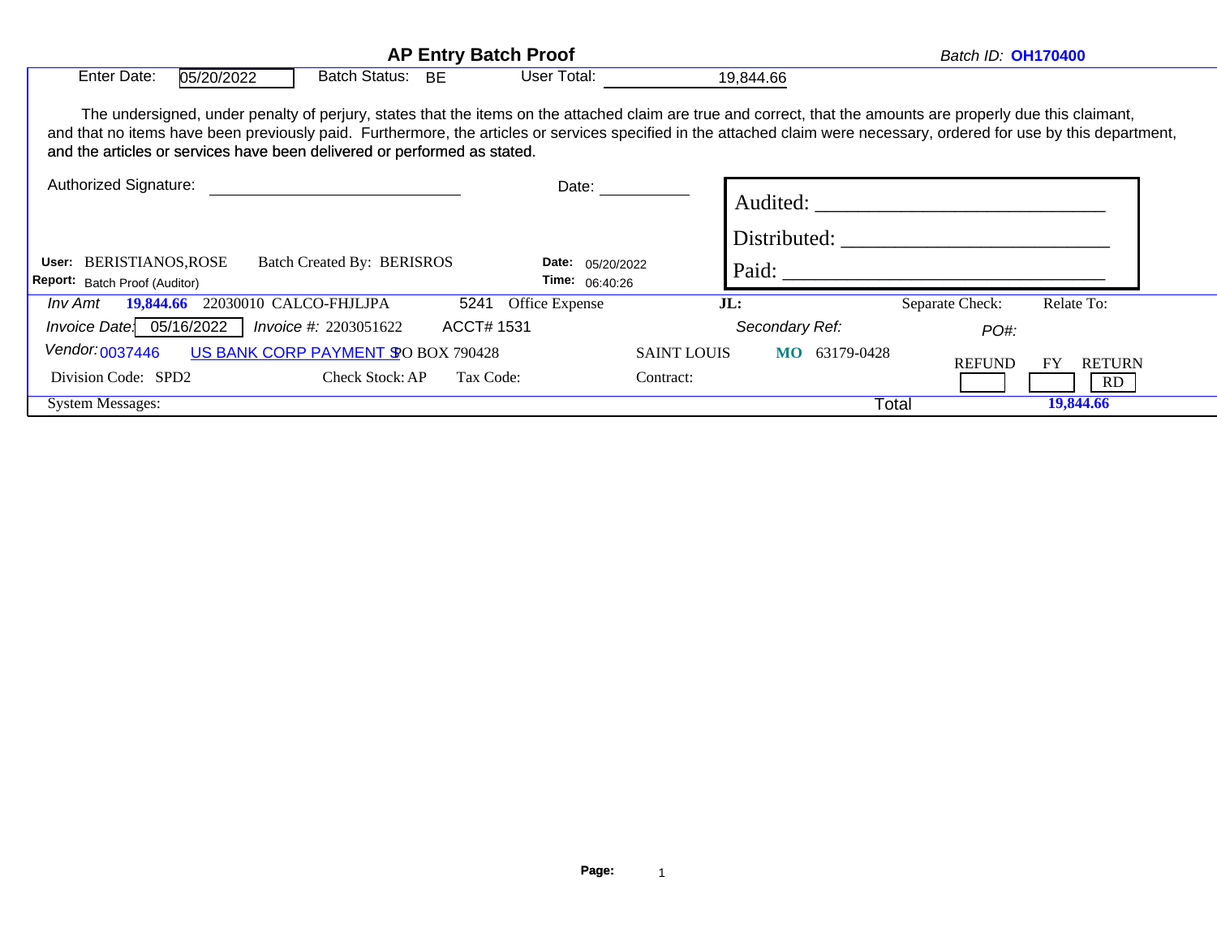## AP Entry Batch Proof

*Batch ID:* **OH170400**

Enter Date: 05/20/2022 Batch Status: BE User Total: 19,844.66

The undersigned, under penalty of perjury, states that the items on the attached claim are true and correct, that the amounts are properly due this claimant, and that no items have been previously paid. Furthermore, the articles or services specified in the attached claim were necessary, ordered for use by this department, and the articles or services have been delivered or performed as stated.

Authorized Signature: ______________________ Date: __________

Audited: ______________________

Distributed: ______________________

Paid: ______________________

**User:** BERISTIANOS,ROSE Batch Created By: BERISROS **Date:** 05/20/2022

**Report:** Batch Proof (Auditor) **Time:** 06:40:26

*Inv Amt* **19,844.66** 22030010 CALCO-FHJLJPA 5241 Office Expense **JL:** Separate Check: Relate To:

*Invoice Date:* 05/16/2022 *Invoice #:* 2203051622 ACCT# 1531 *Secondary Ref:* *PO#:*

*Vendor:* 0037446 US BANK CORP PAYMENT S PO BOX 790428 SAINT LOUIS **MO** 63179-0428 REFUND FY RETURN RD

Division Code: SPD2 Check Stock: AP Tax Code: Contract:

System Messages: Total **19,844.66**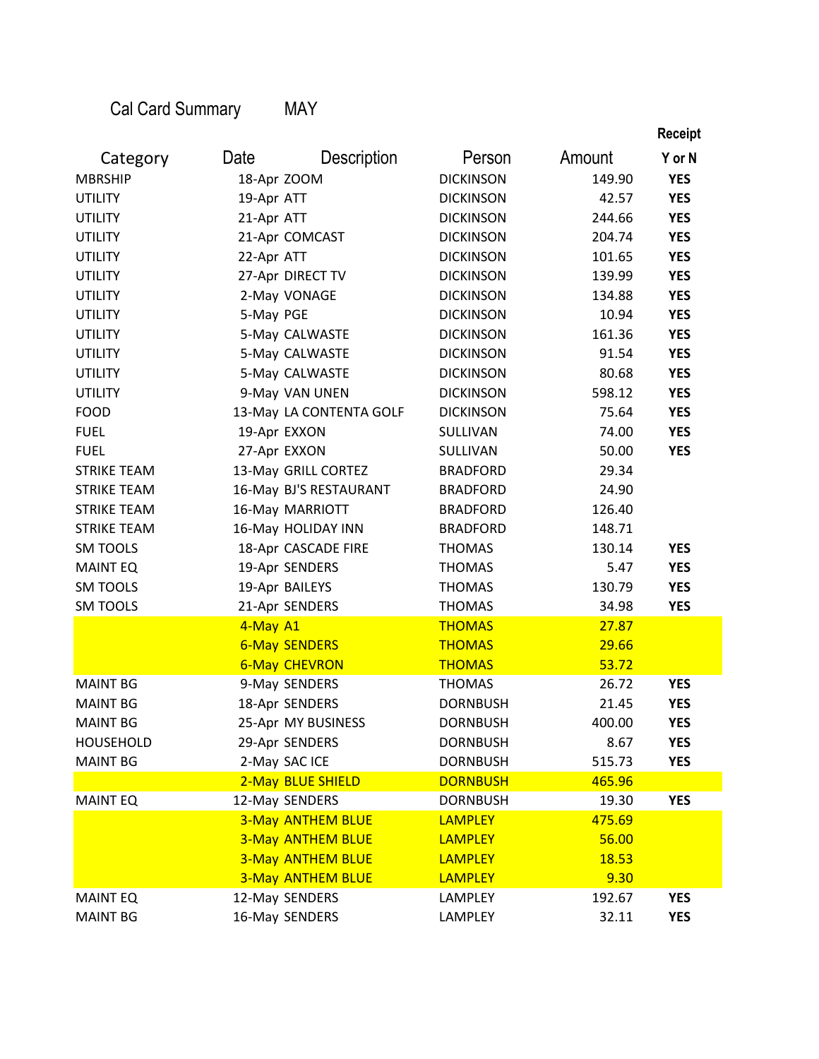Cal Card Summary MAY

| Category | Date | Description | Person | Amount | Receipt Y or N |
|---|---|---|---|---|---|
| MBRSHIP | 18-Apr | ZOOM | DICKINSON | 149.90 | **YES** |
| UTILITY | 19-Apr | ATT | DICKINSON | 42.57 | **YES** |
| UTILITY | 21-Apr | ATT | DICKINSON | 244.66 | **YES** |
| UTILITY | 21-Apr | COMCAST | DICKINSON | 204.74 | **YES** |
| UTILITY | 22-Apr | ATT | DICKINSON | 101.65 | **YES** |
| UTILITY | 27-Apr | DIRECT TV | DICKINSON | 139.99 | **YES** |
| UTILITY | 2-May | VONAGE | DICKINSON | 134.88 | **YES** |
| UTILITY | 5-May | PGE | DICKINSON | 10.94 | **YES** |
| UTILITY | 5-May | CALWASTE | DICKINSON | 161.36 | **YES** |
| UTILITY | 5-May | CALWASTE | DICKINSON | 91.54 | **YES** |
| UTILITY | 5-May | CALWASTE | DICKINSON | 80.68 | **YES** |
| UTILITY | 9-May | VAN UNEN | DICKINSON | 598.12 | **YES** |
| FOOD | 13-May | LA CONTENTA GOLF | DICKINSON | 75.64 | **YES** |
| FUEL | 19-Apr | EXXON | SULLIVAN | 74.00 | **YES** |
| FUEL | 27-Apr | EXXON | SULLIVAN | 50.00 | **YES** |
| STRIKE TEAM | 13-May | GRILL CORTEZ | BRADFORD | 29.34 | |
| STRIKE TEAM | 16-May | BJ'S RESTAURANT | BRADFORD | 24.90 | |
| STRIKE TEAM | 16-May | MARRIOTT | BRADFORD | 126.40 | |
| STRIKE TEAM | 16-May | HOLIDAY INN | BRADFORD | 148.71 | |
| SM TOOLS | 18-Apr | CASCADE FIRE | THOMAS | 130.14 | **YES** |
| MAINT EQ | 19-Apr | SENDERS | THOMAS | 5.47 | **YES** |
| SM TOOLS | 19-Apr | BAILEYS | THOMAS | 130.79 | **YES** |
| SM TOOLS | 21-Apr | SENDERS | THOMAS | 34.98 | **YES** |
| | 4-May | A1 | THOMAS | 27.87 | |
| | 6-May | SENDERS | THOMAS | 29.66 | |
| | 6-May | CHEVRON | THOMAS | 53.72 | |
| MAINT BG | 9-May | SENDERS | THOMAS | 26.72 | **YES** |
| MAINT BG | 18-Apr | SENDERS | DORNBUSH | 21.45 | **YES** |
| MAINT BG | 25-Apr | MY BUSINESS | DORNBUSH | 400.00 | **YES** |
| HOUSEHOLD | 29-Apr | SENDERS | DORNBUSH | 8.67 | **YES** |
| MAINT BG | 2-May | SAC ICE | DORNBUSH | 515.73 | **YES** |
| | 2-May | BLUE SHIELD | DORNBUSH | 465.96 | |
| MAINT EQ | 12-May | SENDERS | DORNBUSH | 19.30 | **YES** |
| | 3-May | ANTHEM BLUE | LAMPLEY | 475.69 | |
| | 3-May | ANTHEM BLUE | LAMPLEY | 56.00 | |
| | 3-May | ANTHEM BLUE | LAMPLEY | 18.53 | |
| | 3-May | ANTHEM BLUE | LAMPLEY | 9.30 | |
| MAINT EQ | 12-May | SENDERS | LAMPLEY | 192.67 | **YES** |
| MAINT BG | 16-May | SENDERS | LAMPLEY | 32.11 | **YES** |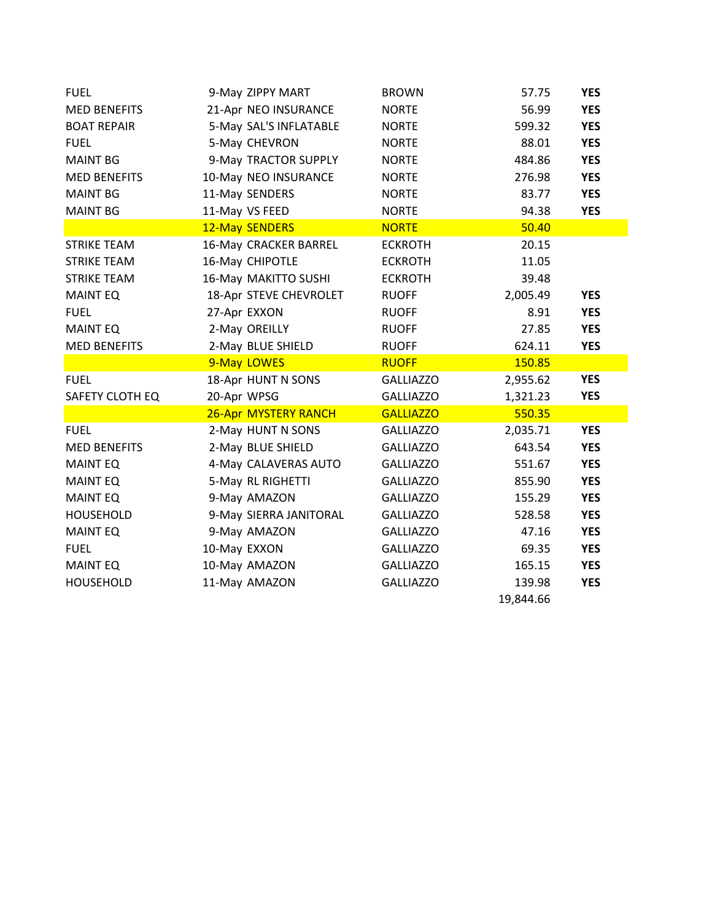| | | | | | |
|---|---|---|---|---|---|
| FUEL | 9-May | ZIPPY MART | BROWN | 57.75 | **YES** |
| MED BENEFITS | 21-Apr | NEO INSURANCE | NORTE | 56.99 | **YES** |
| BOAT REPAIR | 5-May | SAL'S INFLATABLE | NORTE | 599.32 | **YES** |
| FUEL | 5-May | CHEVRON | NORTE | 88.01 | **YES** |
| MAINT BG | 9-May | TRACTOR SUPPLY | NORTE | 484.86 | **YES** |
| MED BENEFITS | 10-May | NEO INSURANCE | NORTE | 276.98 | **YES** |
| MAINT BG | 11-May | SENDERS | NORTE | 83.77 | **YES** |
| MAINT BG | 11-May | VS FEED | NORTE | 94.38 | **YES** |
| | 12-May | SENDERS | NORTE | 50.40 | |
| STRIKE TEAM | 16-May | CRACKER BARREL | ECKROTH | 20.15 | |
| STRIKE TEAM | 16-May | CHIPOTLE | ECKROTH | 11.05 | |
| STRIKE TEAM | 16-May | MAKITTO SUSHI | ECKROTH | 39.48 | |
| MAINT EQ | 18-Apr | STEVE CHEVROLET | RUOFF | 2,005.49 | **YES** |
| FUEL | 27-Apr | EXXON | RUOFF | 8.91 | **YES** |
| MAINT EQ | 2-May | OREILLY | RUOFF | 27.85 | **YES** |
| MED BENEFITS | 2-May | BLUE SHIELD | RUOFF | 624.11 | **YES** |
| | 9-May | LOWES | RUOFF | 150.85 | |
| FUEL | 18-Apr | HUNT N SONS | GALLIAZZO | 2,955.62 | **YES** |
| SAFETY CLOTH EQ | 20-Apr | WPSG | GALLIAZZO | 1,321.23 | **YES** |
| | 26-Apr | MYSTERY RANCH | GALLIAZZO | 550.35 | |
| FUEL | 2-May | HUNT N SONS | GALLIAZZO | 2,035.71 | **YES** |
| MED BENEFITS | 2-May | BLUE SHIELD | GALLIAZZO | 643.54 | **YES** |
| MAINT EQ | 4-May | CALAVERAS AUTO | GALLIAZZO | 551.67 | **YES** |
| MAINT EQ | 5-May | RL RIGHETTI | GALLIAZZO | 855.90 | **YES** |
| MAINT EQ | 9-May | AMAZON | GALLIAZZO | 155.29 | **YES** |
| HOUSEHOLD | 9-May | SIERRA JANITORAL | GALLIAZZO | 528.58 | **YES** |
| MAINT EQ | 9-May | AMAZON | GALLIAZZO | 47.16 | **YES** |
| FUEL | 10-May | EXXON | GALLIAZZO | 69.35 | **YES** |
| MAINT EQ | 10-May | AMAZON | GALLIAZZO | 165.15 | **YES** |
| HOUSEHOLD | 11-May | AMAZON | GALLIAZZO | 139.98 | **YES** |
| | | | | 19,844.66 | |